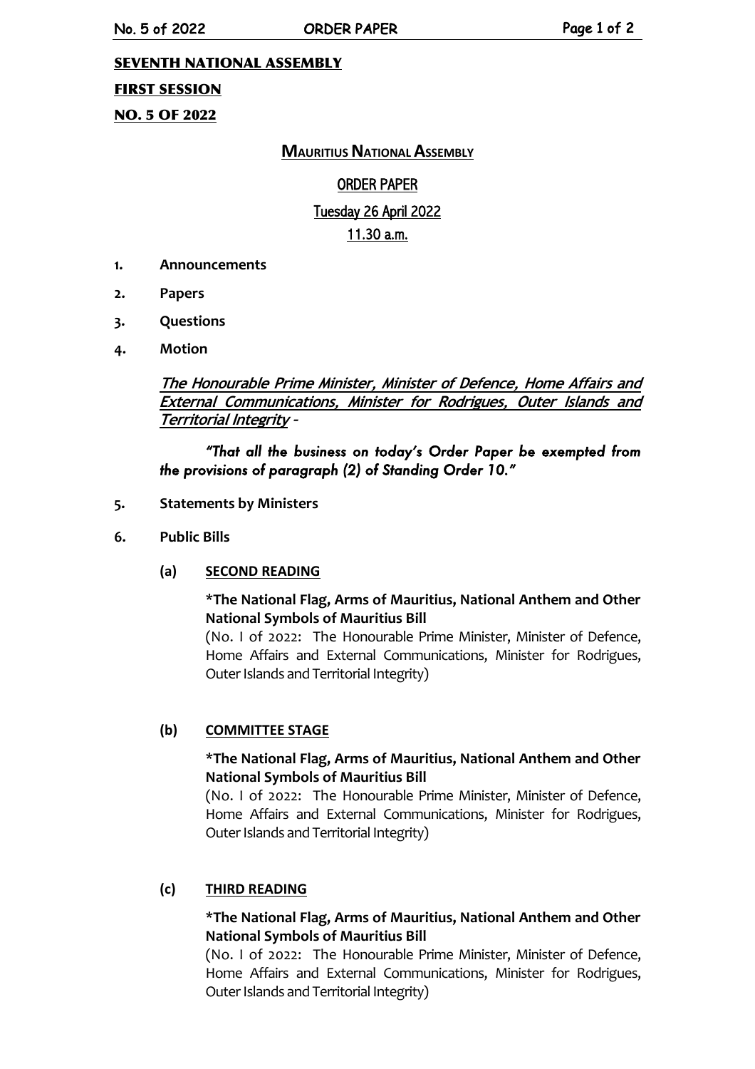**SEVENTH NATIONAL ASSEMBLY**

**FIRST SESSION**

**NO. 5 OF 2022**

# MAURITIUS NATIONAL ASSEMBLY

## ORDER PAPER

### Tuesday 26 April 2022

### 11.30 a.m.

1. **Announcements**
2. **Papers**
3. **Questions**
4. **Motion**

   *The Honourable Prime Minister, Minister of Defence, Home Affairs and External Communications, Minister for Rodrigues, Outer Islands and Territorial Integrity -*

   ***"That all the business on today's Order Paper be exempted from the provisions of paragraph (2) of Standing Order 10."***

5. **Statements by Ministers**
6. **Public Bills**

   **(a) SECOND READING**

   **\*The National Flag, Arms of Mauritius, National Anthem and Other National Symbols of Mauritius Bill**
   (No. I of 2022: The Honourable Prime Minister, Minister of Defence, Home Affairs and External Communications, Minister for Rodrigues, Outer Islands and Territorial Integrity)

   **(b) COMMITTEE STAGE**

   **\*The National Flag, Arms of Mauritius, National Anthem and Other National Symbols of Mauritius Bill**
   (No. I of 2022: The Honourable Prime Minister, Minister of Defence, Home Affairs and External Communications, Minister for Rodrigues, Outer Islands and Territorial Integrity)

   **(c) THIRD READING**

   **\*The National Flag, Arms of Mauritius, National Anthem and Other National Symbols of Mauritius Bill**
   (No. I of 2022: The Honourable Prime Minister, Minister of Defence, Home Affairs and External Communications, Minister for Rodrigues, Outer Islands and Territorial Integrity)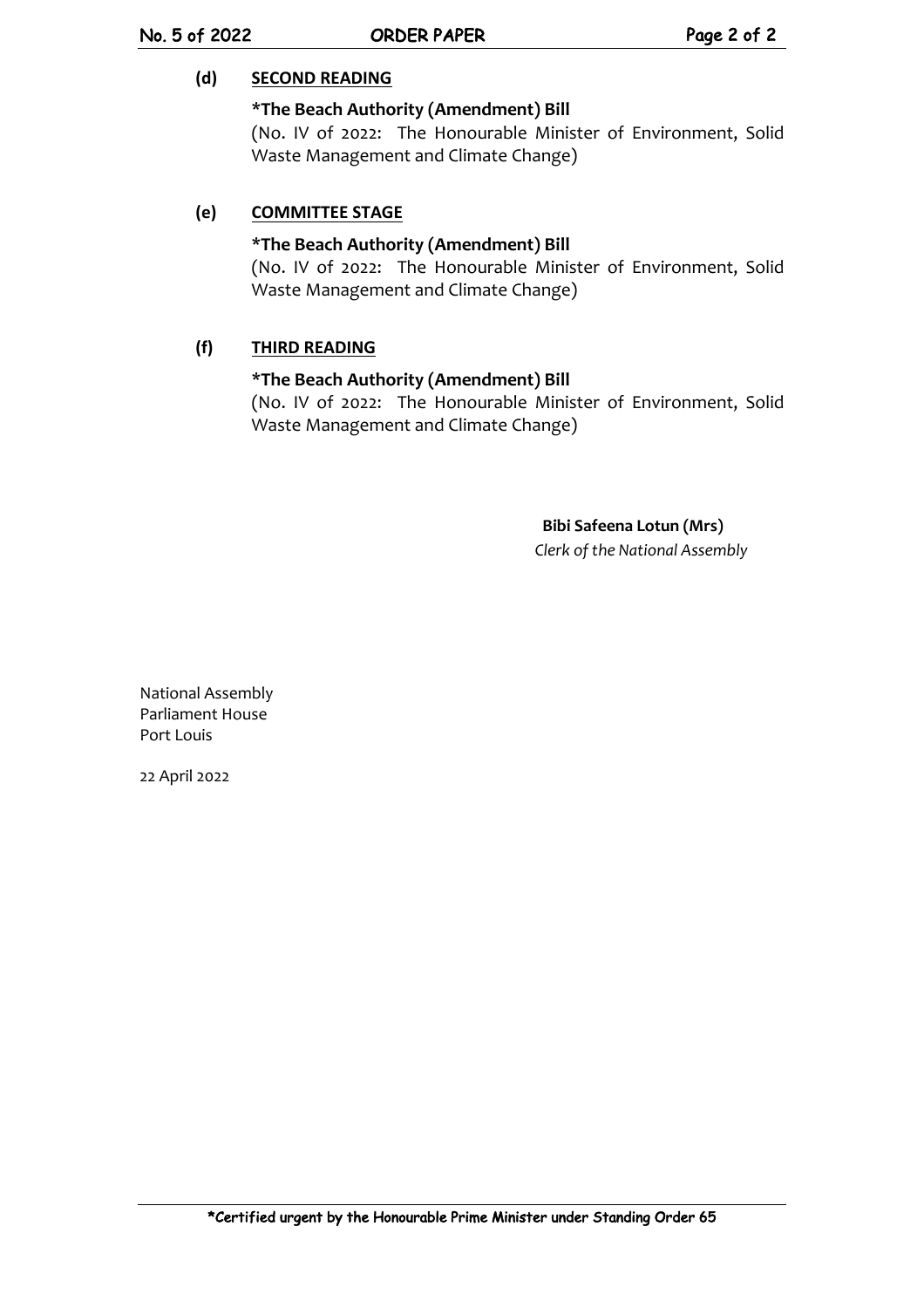**(d) SECOND READING**

**\*The Beach Authority (Amendment) Bill**
(No. IV of 2022: The Honourable Minister of Environment, Solid Waste Management and Climate Change)

**(e) COMMITTEE STAGE**

**\*The Beach Authority (Amendment) Bill**
(No. IV of 2022: The Honourable Minister of Environment, Solid Waste Management and Climate Change)

**(f) THIRD READING**

**\*The Beach Authority (Amendment) Bill**
(No. IV of 2022: The Honourable Minister of Environment, Solid Waste Management and Climate Change)

**Bibi Safeena Lotun (Mrs)**
*Clerk of the National Assembly*

National Assembly
Parliament House
Port Louis

22 April 2022

\*Certified urgent by the Honourable Prime Minister under Standing Order 65